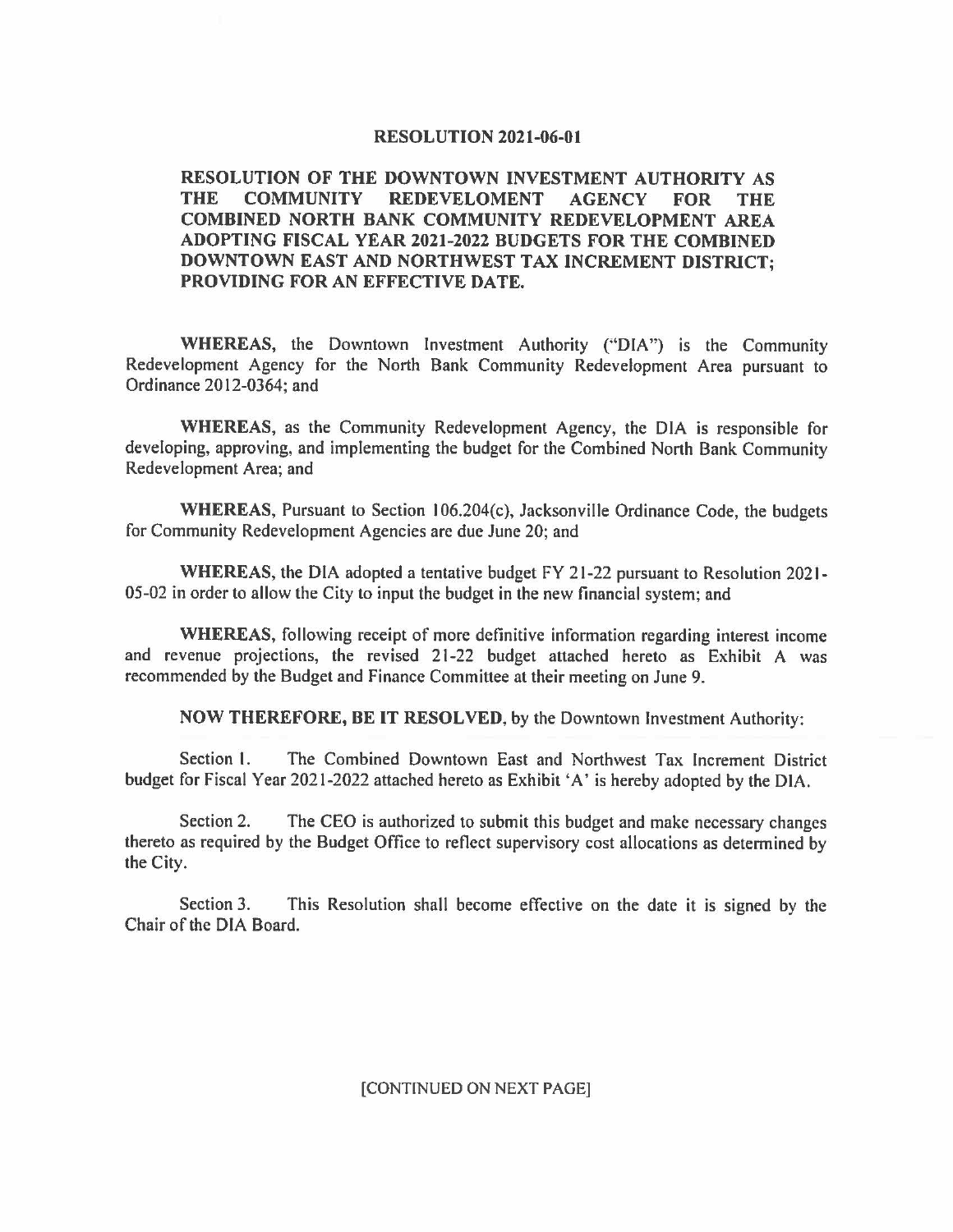# RESOLUTION 2021-06-01

## RESOLUTION OF THE DOWNTOWN INVESTMENT AUTHORITY AS THE COMMUNITY REDEVELOMENT AGENCY FOR THE COMBINED NORTH BANK COMMUNITY REDEVELOPMENT AREA ADOPTING FISCAL YEAR 2021-2022 BUDGETS FOR THE COMBINED DOWNTOWN EAST AND NORTHWEST TAX INCREMENT DISTRICT; PROVIDING FOR AN EFFECTIVE DATE.

**WHEREAS,** the Downtown Investment Authority ("DIA") is the Community Redevelopment Agency for the North Bank Community Redevelopment Area pursuant to Ordinance 2012-0364; and

**WHEREAS,** as the Community Redevelopment Agency, the DIA is responsible for developing, approving, and implementing the budget for the Combined North Bank Community Redevelopment Area; and

**WHEREAS,** Pursuant to Section 106.204(c), Jacksonville Ordinance Code, the budgets for Community Redevelopment Agencies are due June 20; and

**WHEREAS,** the DIA adopted a tentative budget FY 21-22 pursuant to Resolution 2021-05-02 in order to allow the City to input the budget in the new financial system; and

**WHEREAS,** following receipt of more definitive information regarding interest income and revenue projections, the revised 21-22 budget attached hereto as Exhibit A was recommended by the Budget and Finance Committee at their meeting on June 9.

**NOW THEREFORE, BE IT RESOLVED,** by the Downtown Investment Authority:

Section 1. The Combined Downtown East and Northwest Tax Increment District budget for Fiscal Year 2021-2022 attached hereto as Exhibit 'A' is hereby adopted by the DIA.

Section 2. The CEO is authorized to submit this budget and make necessary changes thereto as required by the Budget Office to reflect supervisory cost allocations as determined by the City.

Section 3. This Resolution shall become effective on the date it is signed by the Chair of the DIA Board.

[CONTINUED ON NEXT PAGE]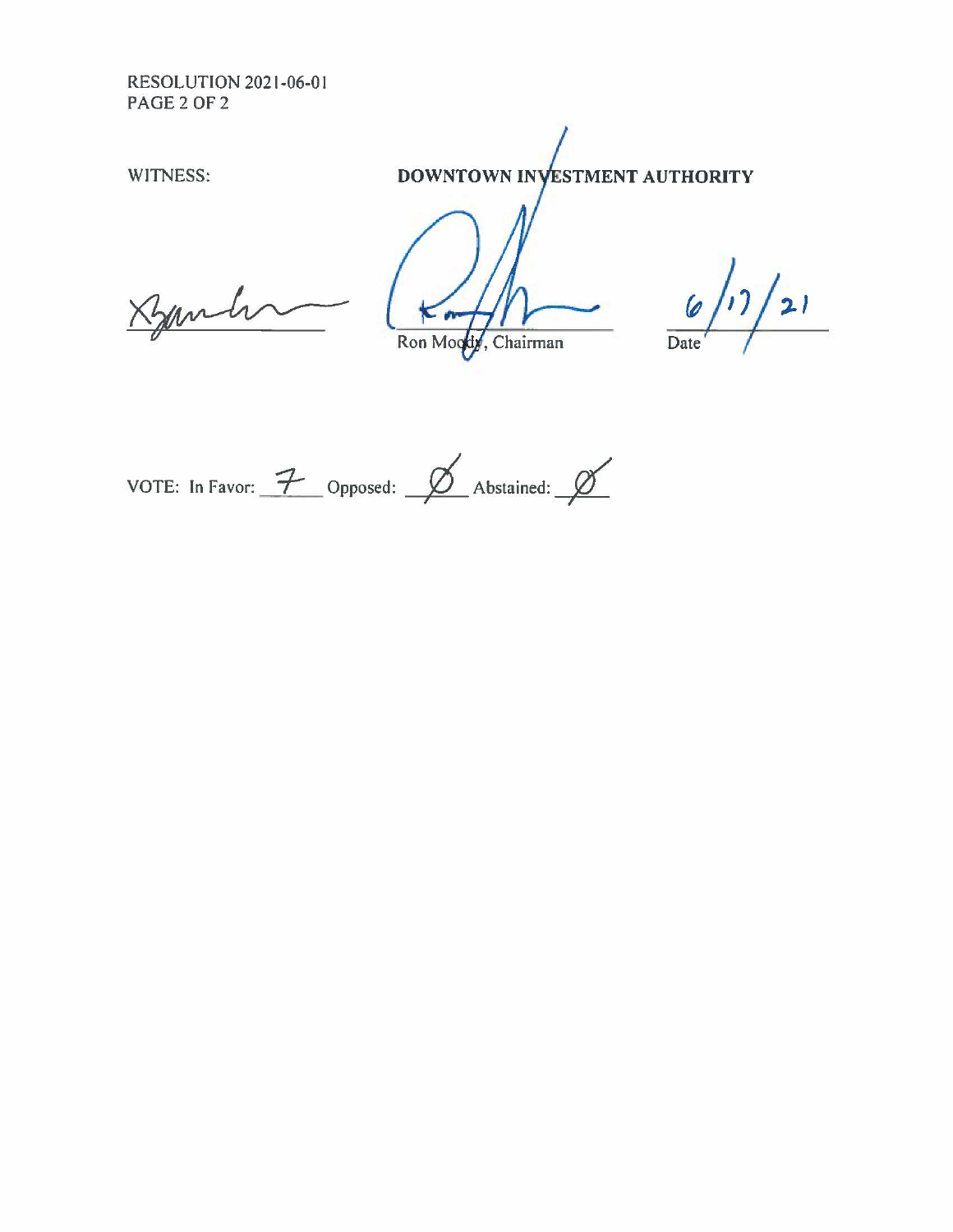RESOLUTION 2021-06-01
PAGE 2 OF 2

WITNESS:

**DOWNTOWN INVESTMENT AUTHORITY**

______________________ ______________________ 6/17/21

Ron Moody, Chairman Date

VOTE: In Favor: 7 Opposed: Ø Abstained: Ø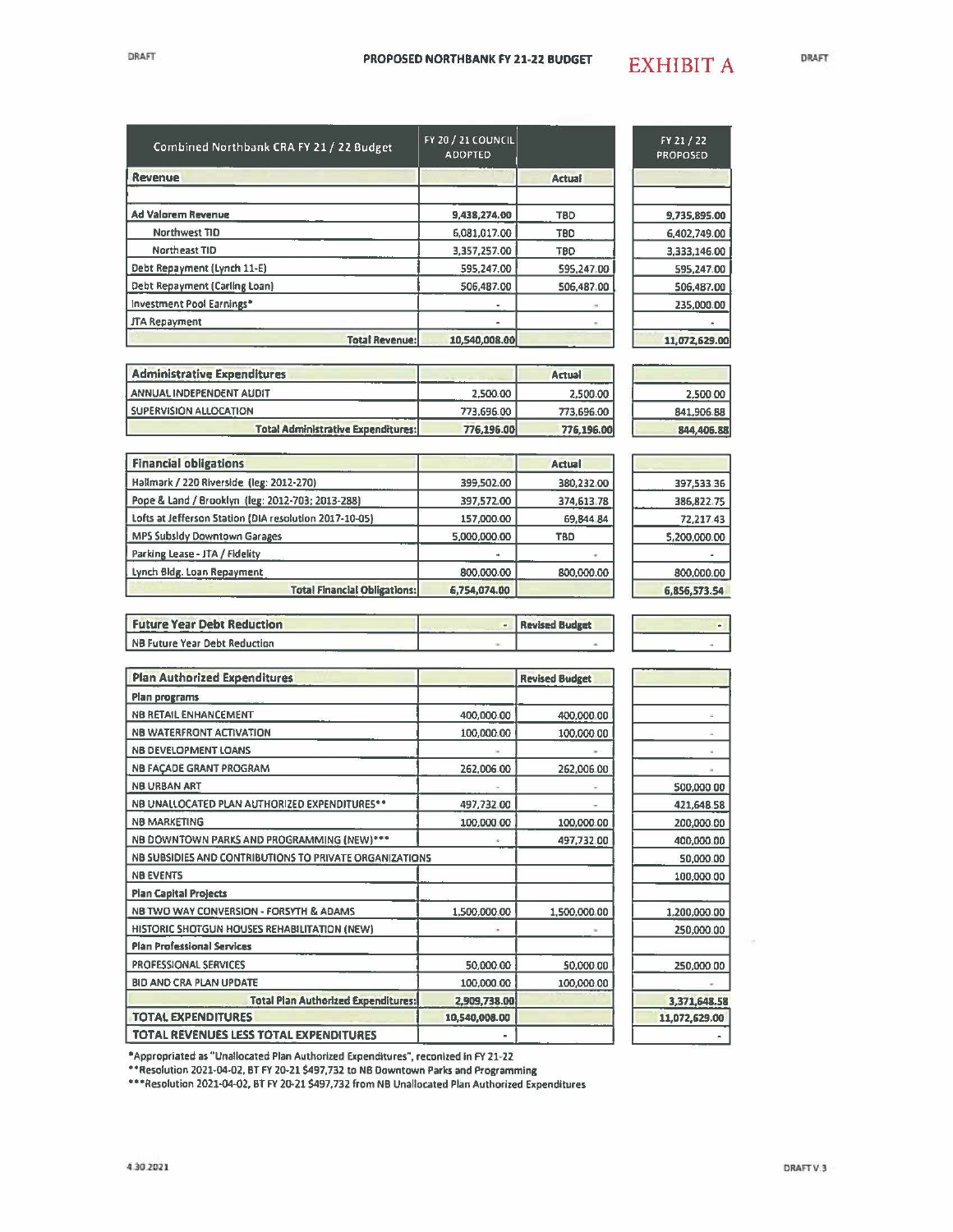# PROPOSED NORTHBANK FY 21-22 BUDGET

**EXHIBIT A**

| Combined Northbank CRA FY 21 / 22 Budget | FY 20 / 21 COUNCIL ADOPTED | | FY 21 / 22 PROPOSED |
|---|---|---|---|
| **Revenue** | | **Actual** | |
| | | | |
| **Ad Valorem Revenue** | **9,438,274.00** | TBD | **9,735,895.00** |
| Northwest TID | 6,081,017.00 | TBD | 6,402,749.00 |
| Northeast TID | 3,357,257.00 | TBD | 3,333,146.00 |
| Debt Repayment (Lynch 11-E) | 595,247.00 | 595,247.00 | 595,247.00 |
| Debt Repayment (Carling Loan) | 506,487.00 | 506,487.00 | 506,487.00 |
| Investment Pool Earnings* | - | - | 235,000.00 |
| JTA Repayment | - | - | - |
| **Total Revenue:** | **10,540,008.00** | | **11,072,629.00** |
| **Administrative Expenditures** | | **Actual** | |
| ANNUAL INDEPENDENT AUDIT | 2,500.00 | 2,500.00 | 2,500.00 |
| SUPERVISION ALLOCATION | 773,696.00 | 773,696.00 | 841,906.88 |
| **Total Administrative Expenditures:** | **776,196.00** | **776,196.00** | **844,406.88** |
| **Financial obligations** | | **Actual** | |
| Hallmark / 220 Riverside (leg: 2012-270) | 399,502.00 | 380,232.00 | 397,533.36 |
| Pope & Land / Brooklyn (leg: 2012-703; 2013-288) | 397,572.00 | 374,613.78 | 386,822.75 |
| Lofts at Jefferson Station (DIA resolution 2017-10-05) | 157,000.00 | 69,844.84 | 72,217.43 |
| MPS Subsidy Downtown Garages | 5,000,000.00 | TBD | 5,200,000.00 |
| Parking Lease - JTA / Fidelity | - | - | - |
| Lynch Bldg. Loan Repayment | 800,000.00 | 800,000.00 | 800,000.00 |
| **Total Financial Obligations:** | **6,754,074.00** | | **6,856,573.54** |
| **Future Year Debt Reduction** | - | **Revised Budget** | - |
| NB Future Year Debt Reduction | - | - | - |
| **Plan Authorized Expenditures** | | **Revised Budget** | |
| **Plan programs** | | | |
| NB RETAIL ENHANCEMENT | 400,000.00 | 400,000.00 | - |
| NB WATERFRONT ACTIVATION | 100,000.00 | 100,000.00 | - |
| NB DEVELOPMENT LOANS | - | - | - |
| NB FAÇADE GRANT PROGRAM | 262,006.00 | 262,006.00 | - |
| NB URBAN ART | - | - | 500,000.00 |
| NB UNALLOCATED PLAN AUTHORIZED EXPENDITURES** | 497,732.00 | - | 421,648.58 |
| NB MARKETING | 100,000.00 | 100,000.00 | 200,000.00 |
| NB DOWNTOWN PARKS AND PROGRAMMING (NEW)*** | - | 497,732.00 | 400,000.00 |
| NB SUBSIDIES AND CONTRIBUTIONS TO PRIVATE ORGANIZATIONS | | | 50,000.00 |
| NB EVENTS | | | 100,000.00 |
| **Plan Capital Projects** | | | |
| NB TWO WAY CONVERSION - FORSYTH & ADAMS | 1,500,000.00 | 1,500,000.00 | 1,200,000.00 |
| HISTORIC SHOTGUN HOUSES REHABILITATION (NEW) | - | - | 250,000.00 |
| **Plan Professional Services** | | | |
| PROFESSIONAL SERVICES | 50,000.00 | 50,000.00 | 250,000.00 |
| BID AND CRA PLAN UPDATE | 100,000.00 | 100,000.00 | - |
| **Total Plan Authorized Expenditures:** | **2,909,738.00** | | **3,371,648.58** |
| **TOTAL EXPENDITURES** | **10,540,008.00** | | **11,072,629.00** |
| **TOTAL REVENUES LESS TOTAL EXPENDITURES** | - | | - |

*Appropriated as "Unallocated Plan Authorized Expenditures", reconized in FY 21-22

**Resolution 2021-04-02, BT FY 20-21 $497,732 to NB Downtown Parks and Programming

***Resolution 2021-04-02, BT FY 20-21 $497,732 from NB Unallocated Plan Authorized Expenditures

4.30.2021